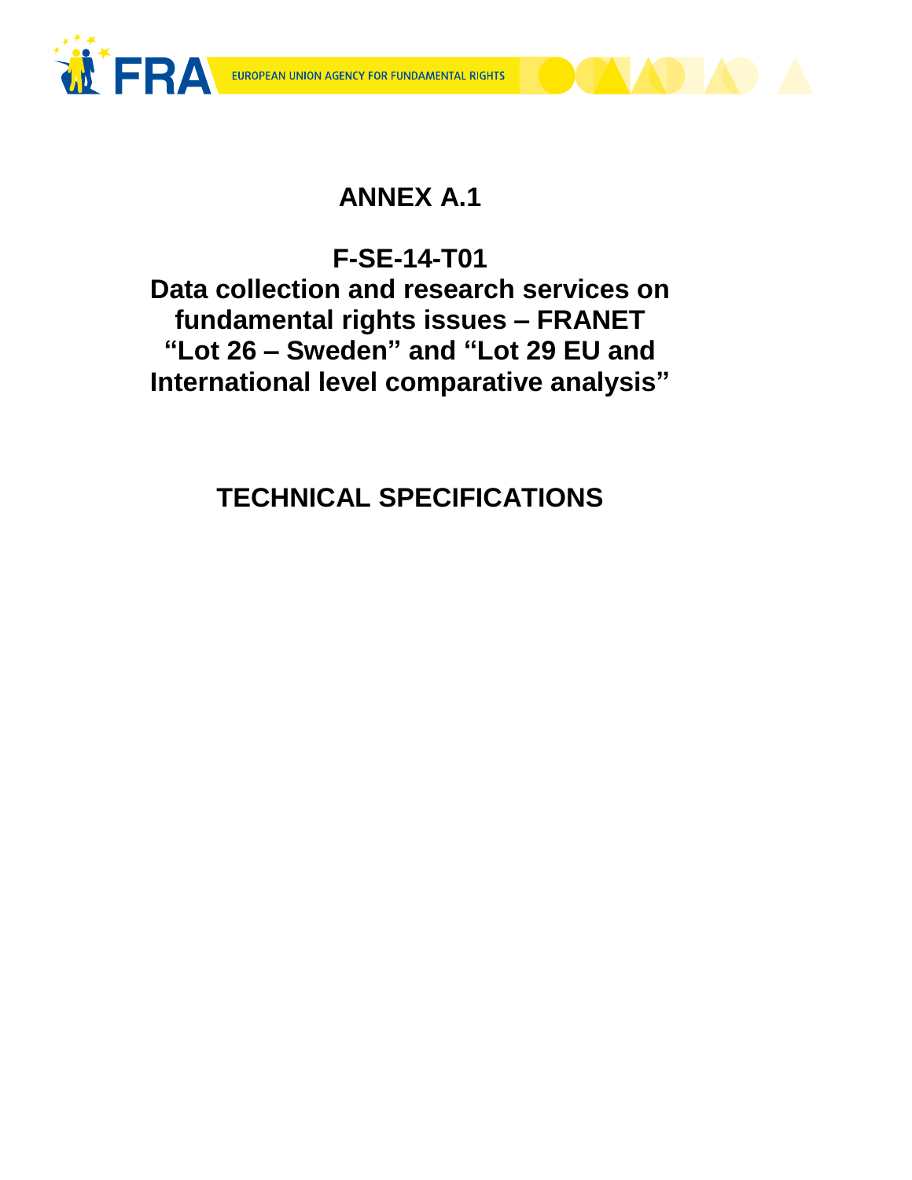# ANNEX A.1

# F-SE-14-T01
# Data collection and research services on fundamental rights issues – FRANET "Lot 26 – Sweden" and "Lot 29 EU and International level comparative analysis"

# TECHNICAL SPECIFICATIONS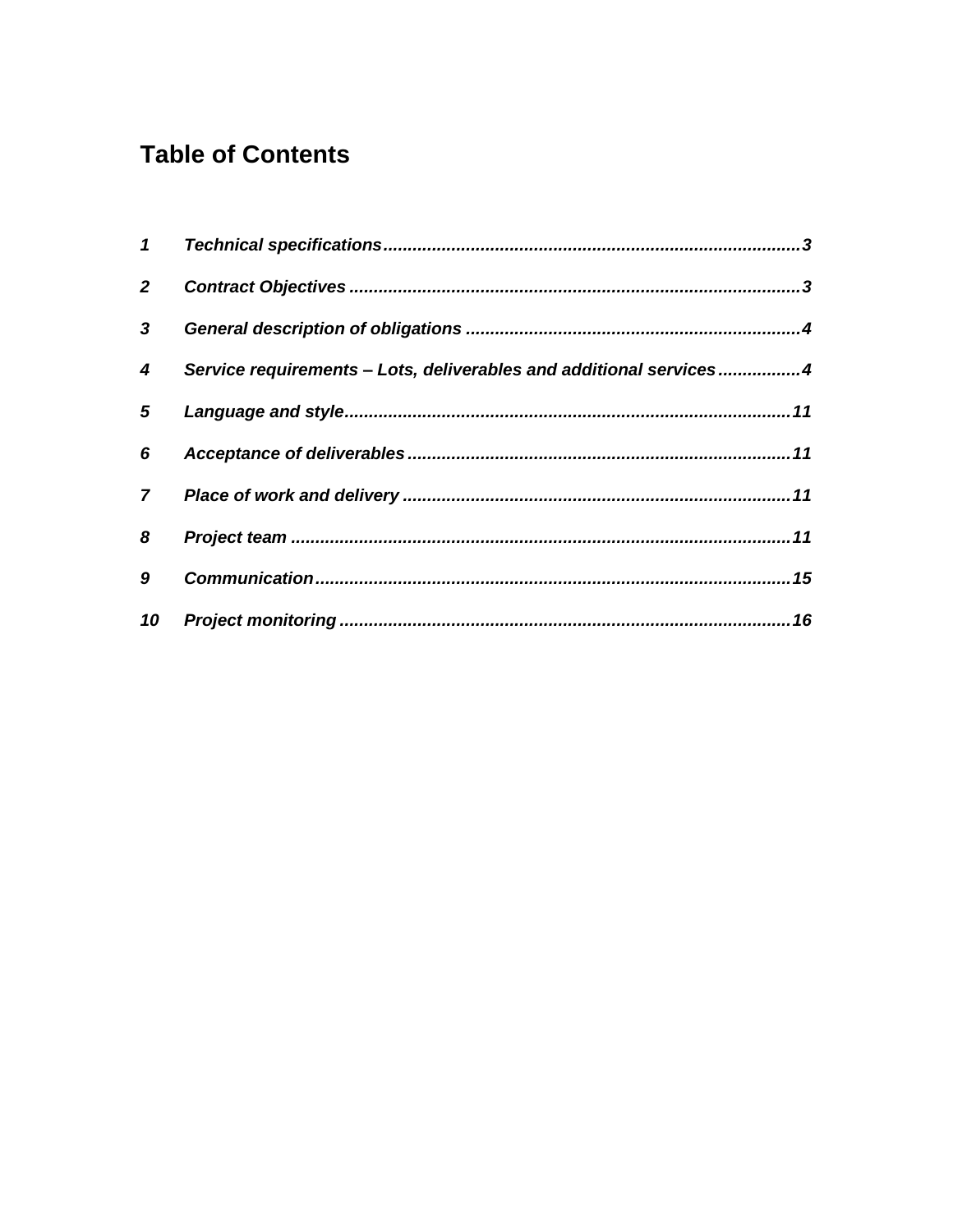# Table of Contents

| | | |
|---|---|---|
| *1* | ***Technical specifications*** | *3* |
| *2* | ***Contract Objectives*** | *3* |
| *3* | ***General description of obligations*** | *4* |
| *4* | ***Service requirements – Lots, deliverables and additional services*** | *4* |
| *5* | ***Language and style*** | *11* |
| *6* | ***Acceptance of deliverables*** | *11* |
| *7* | ***Place of work and delivery*** | *11* |
| *8* | ***Project team*** | *11* |
| *9* | ***Communication*** | *15* |
| *10* | ***Project monitoring*** | *16* |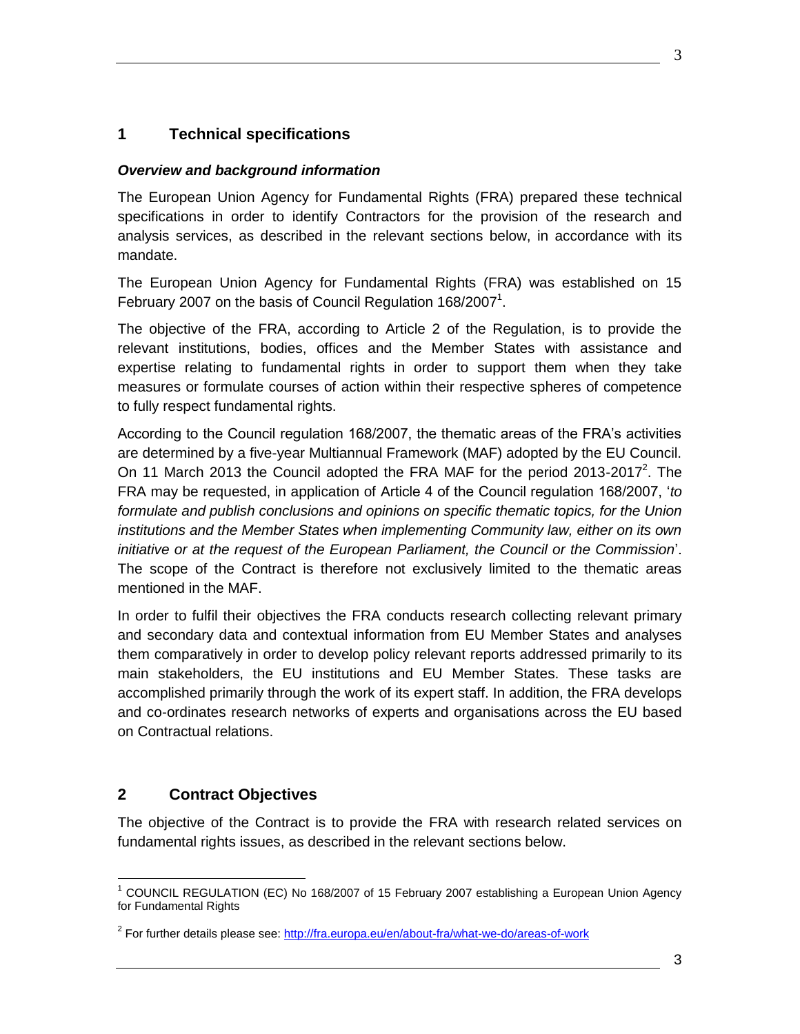## 1 Technical specifications

***Overview and background information***

The European Union Agency for Fundamental Rights (FRA) prepared these technical specifications in order to identify Contractors for the provision of the research and analysis services, as described in the relevant sections below, in accordance with its mandate.

The European Union Agency for Fundamental Rights (FRA) was established on 15 February 2007 on the basis of Council Regulation 168/2007[1].

The objective of the FRA, according to Article 2 of the Regulation, is to provide the relevant institutions, bodies, offices and the Member States with assistance and expertise relating to fundamental rights in order to support them when they take measures or formulate courses of action within their respective spheres of competence to fully respect fundamental rights.

According to the Council regulation 168/2007, the thematic areas of the FRA's activities are determined by a five-year Multiannual Framework (MAF) adopted by the EU Council. On 11 March 2013 the Council adopted the FRA MAF for the period 2013-2017[2]. The FRA may be requested, in application of Article 4 of the Council regulation 168/2007, '*to formulate and publish conclusions and opinions on specific thematic topics, for the Union institutions and the Member States when implementing Community law, either on its own initiative or at the request of the European Parliament, the Council or the Commission*'. The scope of the Contract is therefore not exclusively limited to the thematic areas mentioned in the MAF.

In order to fulfil their objectives the FRA conducts research collecting relevant primary and secondary data and contextual information from EU Member States and analyses them comparatively in order to develop policy relevant reports addressed primarily to its main stakeholders, the EU institutions and EU Member States. These tasks are accomplished primarily through the work of its expert staff. In addition, the FRA develops and co-ordinates research networks of experts and organisations across the EU based on Contractual relations.

## 2 Contract Objectives

The objective of the Contract is to provide the FRA with research related services on fundamental rights issues, as described in the relevant sections below.

---

[1] COUNCIL REGULATION (EC) No 168/2007 of 15 February 2007 establishing a European Union Agency for Fundamental Rights

[2] For further details please see: [http://fra.europa.eu/en/about-fra/what-we-do/areas-of-work](http://fra.europa.eu/en/about-fra/what-we-do/areas-of-work)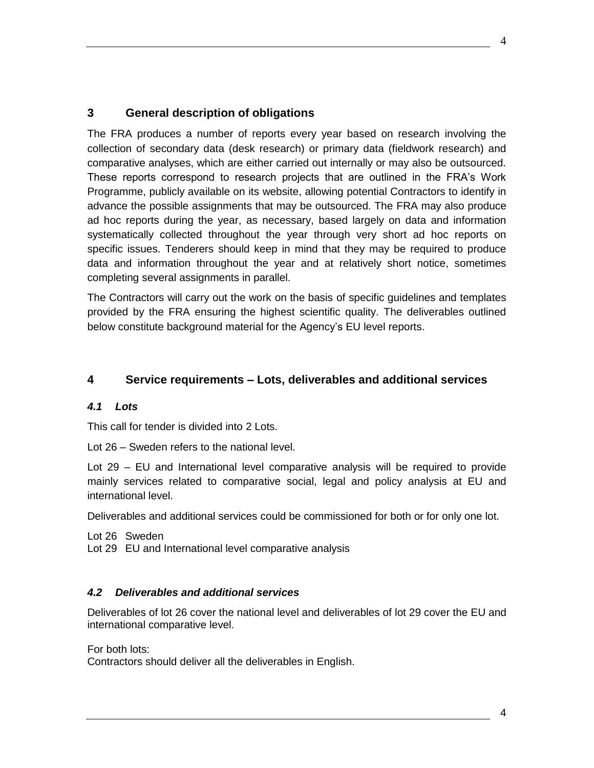## 3 General description of obligations

The FRA produces a number of reports every year based on research involving the collection of secondary data (desk research) or primary data (fieldwork research) and comparative analyses, which are either carried out internally or may also be outsourced. These reports correspond to research projects that are outlined in the FRA's Work Programme, publicly available on its website, allowing potential Contractors to identify in advance the possible assignments that may be outsourced. The FRA may also produce ad hoc reports during the year, as necessary, based largely on data and information systematically collected throughout the year through very short ad hoc reports on specific issues. Tenderers should keep in mind that they may be required to produce data and information throughout the year and at relatively short notice, sometimes completing several assignments in parallel.

The Contractors will carry out the work on the basis of specific guidelines and templates provided by the FRA ensuring the highest scientific quality. The deliverables outlined below constitute background material for the Agency's EU level reports.

## 4 Service requirements – Lots, deliverables and additional services

### *4.1 Lots*

This call for tender is divided into 2 Lots.

Lot 26 – Sweden refers to the national level.

Lot 29 – EU and International level comparative analysis will be required to provide mainly services related to comparative social, legal and policy analysis at EU and international level.

Deliverables and additional services could be commissioned for both or for only one lot.

Lot 26 Sweden
Lot 29 EU and International level comparative analysis

### *4.2 Deliverables and additional services*

Deliverables of lot 26 cover the national level and deliverables of lot 29 cover the EU and international comparative level.

For both lots:
Contractors should deliver all the deliverables in English.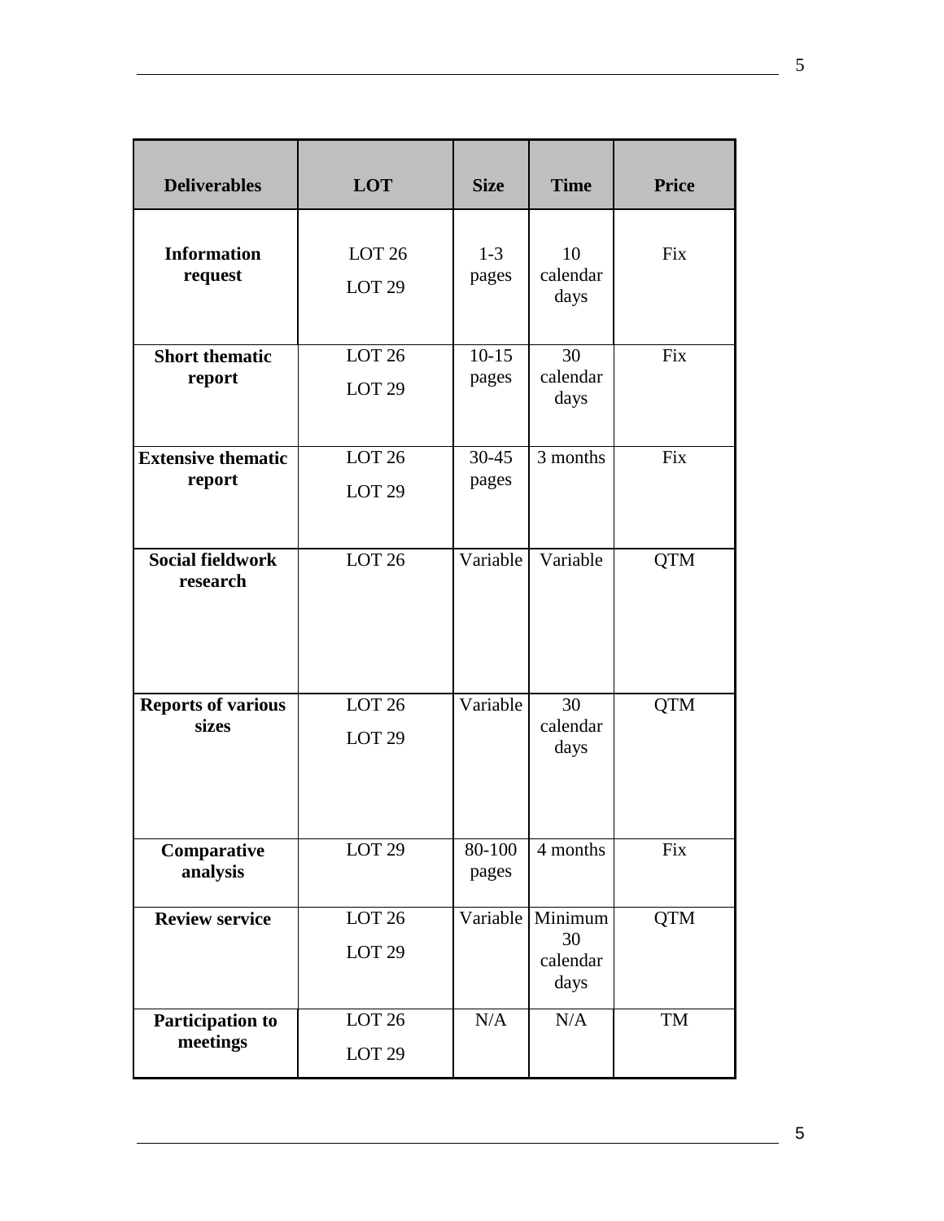| Deliverables | LOT | Size | Time | Price |
|---|---|---|---|---|
| **Information request** | LOT 26<br>LOT 29 | 1-3 pages | 10 calendar days | Fix |
| **Short thematic report** | LOT 26<br>LOT 29 | 10-15 pages | 30 calendar days | Fix |
| **Extensive thematic report** | LOT 26<br>LOT 29 | 30-45 pages | 3 months | Fix |
| **Social fieldwork research** | LOT 26 | Variable | Variable | QTM |
| **Reports of various sizes** | LOT 26<br>LOT 29 | Variable | 30 calendar days | QTM |
| **Comparative analysis** | LOT 29 | 80-100 pages | 4 months | Fix |
| **Review service** | LOT 26<br>LOT 29 | Variable | Minimum 30 calendar days | QTM |
| **Participation to meetings** | LOT 26<br>LOT 29 | N/A | N/A | TM |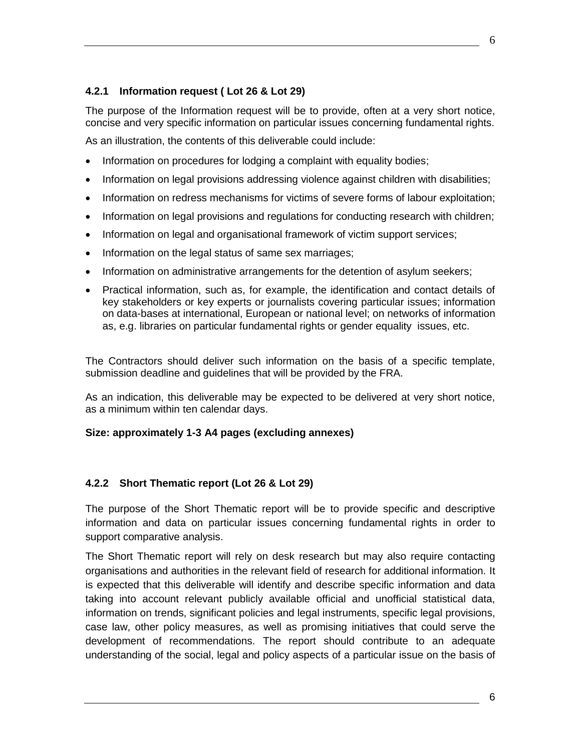#### 4.2.1 Information request ( Lot 26 & Lot 29)

The purpose of the Information request will be to provide, often at a very short notice, concise and very specific information on particular issues concerning fundamental rights.

As an illustration, the contents of this deliverable could include:

- Information on procedures for lodging a complaint with equality bodies;
- Information on legal provisions addressing violence against children with disabilities;
- Information on redress mechanisms for victims of severe forms of labour exploitation;
- Information on legal provisions and regulations for conducting research with children;
- Information on legal and organisational framework of victim support services;
- Information on the legal status of same sex marriages;
- Information on administrative arrangements for the detention of asylum seekers;
- Practical information, such as, for example, the identification and contact details of key stakeholders or key experts or journalists covering particular issues; information on data-bases at international, European or national level; on networks of information as, e.g. libraries on particular fundamental rights or gender equality issues, etc.

The Contractors should deliver such information on the basis of a specific template, submission deadline and guidelines that will be provided by the FRA.

As an indication, this deliverable may be expected to be delivered at very short notice, as a minimum within ten calendar days.

**Size: approximately 1-3 A4 pages (excluding annexes)**

#### 4.2.2 Short Thematic report (Lot 26 & Lot 29)

The purpose of the Short Thematic report will be to provide specific and descriptive information and data on particular issues concerning fundamental rights in order to support comparative analysis.

The Short Thematic report will rely on desk research but may also require contacting organisations and authorities in the relevant field of research for additional information. It is expected that this deliverable will identify and describe specific information and data taking into account relevant publicly available official and unofficial statistical data, information on trends, significant policies and legal instruments, specific legal provisions, case law, other policy measures, as well as promising initiatives that could serve the development of recommendations. The report should contribute to an adequate understanding of the social, legal and policy aspects of a particular issue on the basis of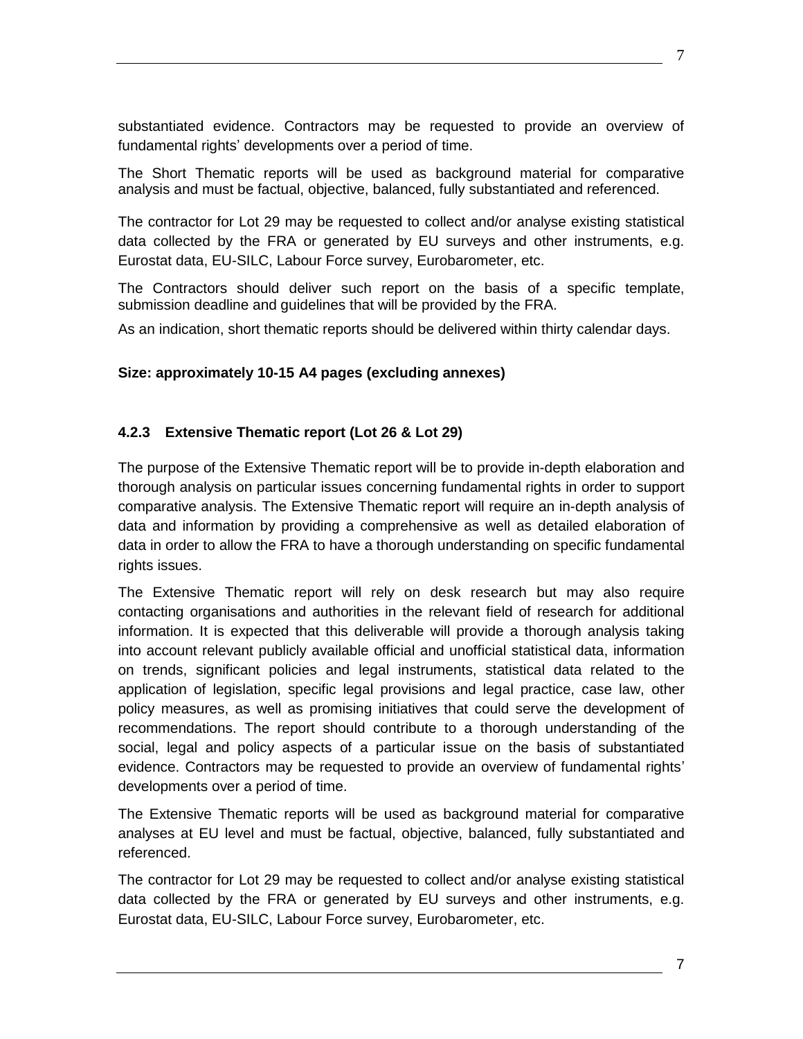substantiated evidence. Contractors may be requested to provide an overview of fundamental rights' developments over a period of time.

The Short Thematic reports will be used as background material for comparative analysis and must be factual, objective, balanced, fully substantiated and referenced.

The contractor for Lot 29 may be requested to collect and/or analyse existing statistical data collected by the FRA or generated by EU surveys and other instruments, e.g. Eurostat data, EU-SILC, Labour Force survey, Eurobarometer, etc.

The Contractors should deliver such report on the basis of a specific template, submission deadline and guidelines that will be provided by the FRA.

As an indication, short thematic reports should be delivered within thirty calendar days.

**Size: approximately 10-15 A4 pages (excluding annexes)**

### 4.2.3 Extensive Thematic report (Lot 26 & Lot 29)

The purpose of the Extensive Thematic report will be to provide in-depth elaboration and thorough analysis on particular issues concerning fundamental rights in order to support comparative analysis. The Extensive Thematic report will require an in-depth analysis of data and information by providing a comprehensive as well as detailed elaboration of data in order to allow the FRA to have a thorough understanding on specific fundamental rights issues.

The Extensive Thematic report will rely on desk research but may also require contacting organisations and authorities in the relevant field of research for additional information. It is expected that this deliverable will provide a thorough analysis taking into account relevant publicly available official and unofficial statistical data, information on trends, significant policies and legal instruments, statistical data related to the application of legislation, specific legal provisions and legal practice, case law, other policy measures, as well as promising initiatives that could serve the development of recommendations. The report should contribute to a thorough understanding of the social, legal and policy aspects of a particular issue on the basis of substantiated evidence. Contractors may be requested to provide an overview of fundamental rights' developments over a period of time.

The Extensive Thematic reports will be used as background material for comparative analyses at EU level and must be factual, objective, balanced, fully substantiated and referenced.

The contractor for Lot 29 may be requested to collect and/or analyse existing statistical data collected by the FRA or generated by EU surveys and other instruments, e.g. Eurostat data, EU-SILC, Labour Force survey, Eurobarometer, etc.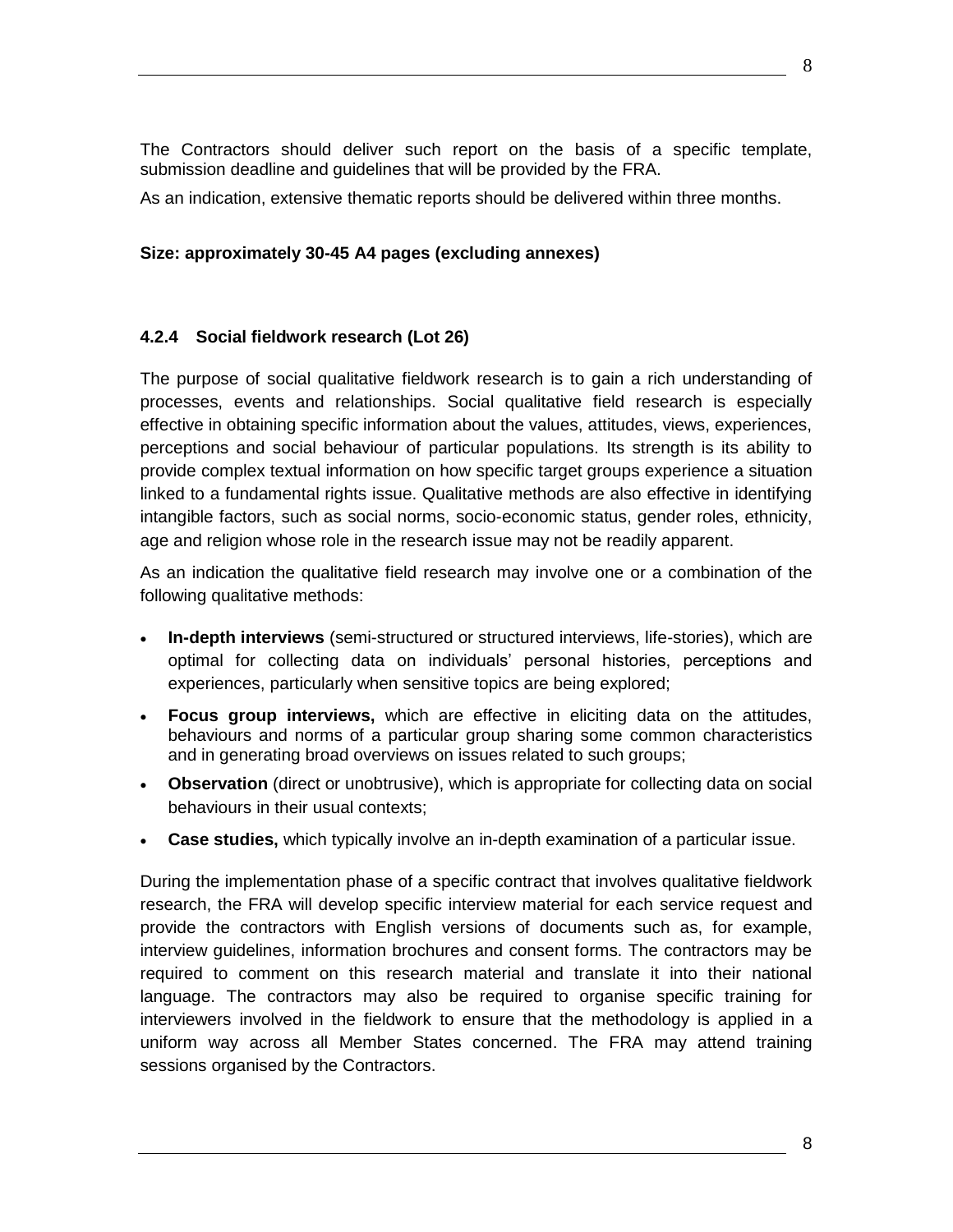The Contractors should deliver such report on the basis of a specific template, submission deadline and guidelines that will be provided by the FRA.

As an indication, extensive thematic reports should be delivered within three months.

**Size: approximately 30-45 A4 pages (excluding annexes)**

### 4.2.4 Social fieldwork research (Lot 26)

The purpose of social qualitative fieldwork research is to gain a rich understanding of processes, events and relationships. Social qualitative field research is especially effective in obtaining specific information about the values, attitudes, views, experiences, perceptions and social behaviour of particular populations. Its strength is its ability to provide complex textual information on how specific target groups experience a situation linked to a fundamental rights issue. Qualitative methods are also effective in identifying intangible factors, such as social norms, socio-economic status, gender roles, ethnicity, age and religion whose role in the research issue may not be readily apparent.

As an indication the qualitative field research may involve one or a combination of the following qualitative methods:

- **In-depth interviews** (semi-structured or structured interviews, life-stories), which are optimal for collecting data on individuals' personal histories, perceptions and experiences, particularly when sensitive topics are being explored;
- **Focus group interviews,** which are effective in eliciting data on the attitudes, behaviours and norms of a particular group sharing some common characteristics and in generating broad overviews on issues related to such groups;
- **Observation** (direct or unobtrusive), which is appropriate for collecting data on social behaviours in their usual contexts;
- **Case studies,** which typically involve an in-depth examination of a particular issue.

During the implementation phase of a specific contract that involves qualitative fieldwork research, the FRA will develop specific interview material for each service request and provide the contractors with English versions of documents such as, for example, interview guidelines, information brochures and consent forms. The contractors may be required to comment on this research material and translate it into their national language. The contractors may also be required to organise specific training for interviewers involved in the fieldwork to ensure that the methodology is applied in a uniform way across all Member States concerned. The FRA may attend training sessions organised by the Contractors.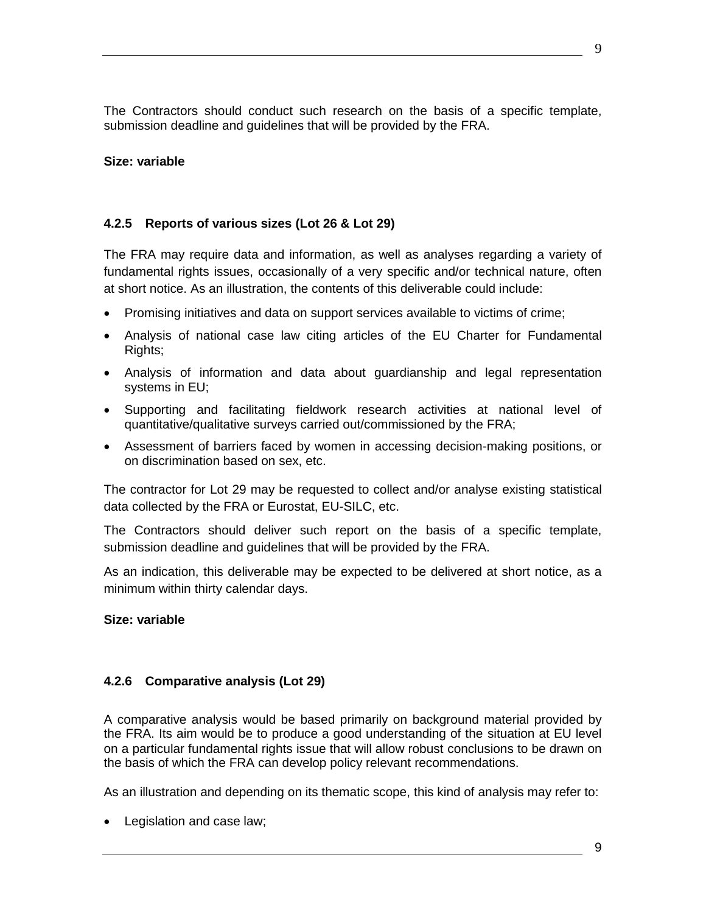The Contractors should conduct such research on the basis of a specific template, submission deadline and guidelines that will be provided by the FRA.

**Size: variable**

#### 4.2.5 Reports of various sizes (Lot 26 & Lot 29)

The FRA may require data and information, as well as analyses regarding a variety of fundamental rights issues, occasionally of a very specific and/or technical nature, often at short notice. As an illustration, the contents of this deliverable could include:

- Promising initiatives and data on support services available to victims of crime;
- Analysis of national case law citing articles of the EU Charter for Fundamental Rights;
- Analysis of information and data about guardianship and legal representation systems in EU;
- Supporting and facilitating fieldwork research activities at national level of quantitative/qualitative surveys carried out/commissioned by the FRA;
- Assessment of barriers faced by women in accessing decision-making positions, or on discrimination based on sex, etc.

The contractor for Lot 29 may be requested to collect and/or analyse existing statistical data collected by the FRA or Eurostat, EU-SILC, etc.

The Contractors should deliver such report on the basis of a specific template, submission deadline and guidelines that will be provided by the FRA.

As an indication, this deliverable may be expected to be delivered at short notice, as a minimum within thirty calendar days.

**Size: variable**

#### 4.2.6 Comparative analysis (Lot 29)

A comparative analysis would be based primarily on background material provided by the FRA. Its aim would be to produce a good understanding of the situation at EU level on a particular fundamental rights issue that will allow robust conclusions to be drawn on the basis of which the FRA can develop policy relevant recommendations.

As an illustration and depending on its thematic scope, this kind of analysis may refer to:

- Legislation and case law;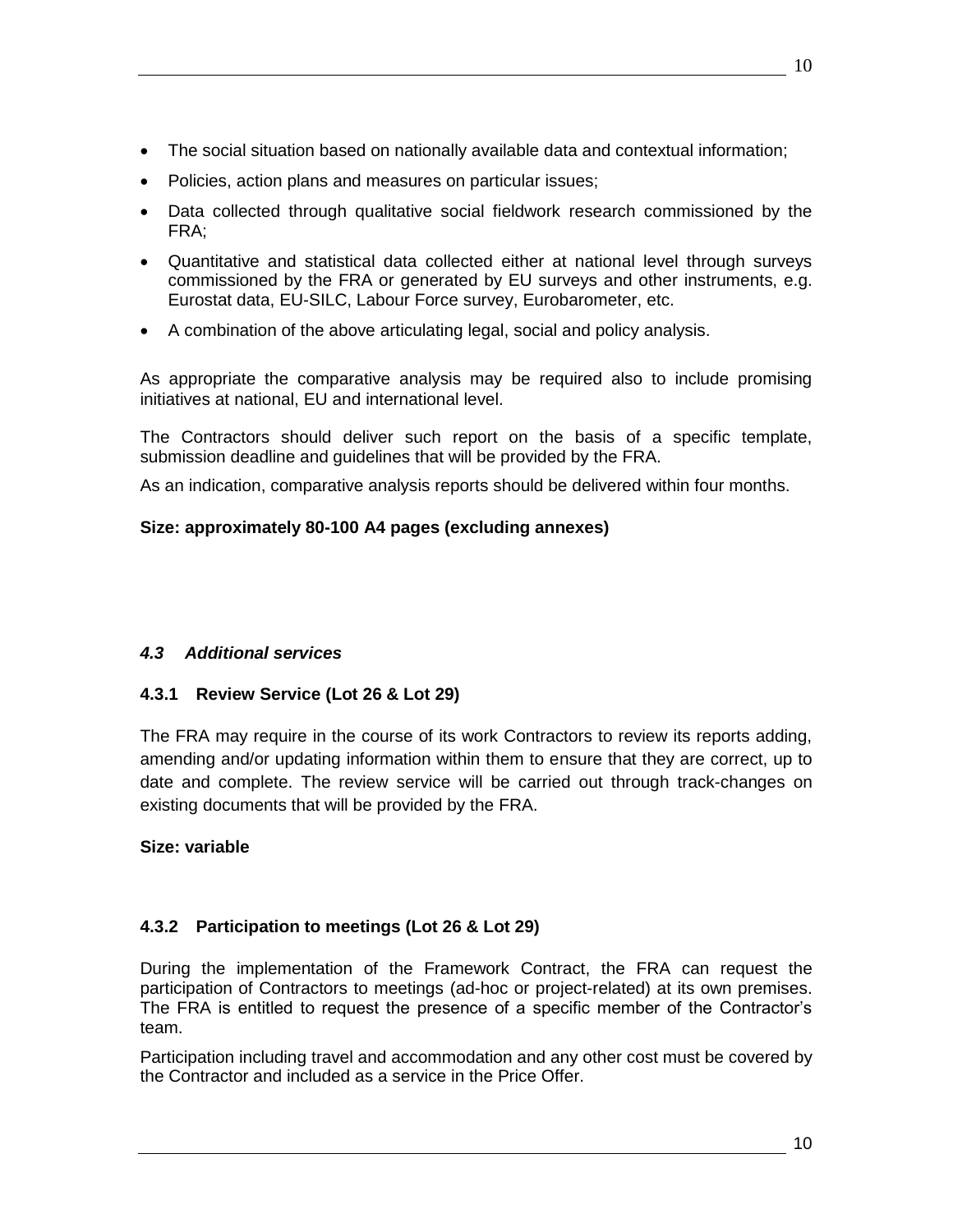- The social situation based on nationally available data and contextual information;
- Policies, action plans and measures on particular issues;
- Data collected through qualitative social fieldwork research commissioned by the FRA;
- Quantitative and statistical data collected either at national level through surveys commissioned by the FRA or generated by EU surveys and other instruments, e.g. Eurostat data, EU-SILC, Labour Force survey, Eurobarometer, etc.
- A combination of the above articulating legal, social and policy analysis.

As appropriate the comparative analysis may be required also to include promising initiatives at national, EU and international level.

The Contractors should deliver such report on the basis of a specific template, submission deadline and guidelines that will be provided by the FRA.

As an indication, comparative analysis reports should be delivered within four months.

**Size: approximately 80-100 A4 pages (excluding annexes)**

## *4.3 Additional services*

### 4.3.1 Review Service (Lot 26 & Lot 29)

The FRA may require in the course of its work Contractors to review its reports adding, amending and/or updating information within them to ensure that they are correct, up to date and complete. The review service will be carried out through track-changes on existing documents that will be provided by the FRA.

**Size: variable**

### 4.3.2 Participation to meetings (Lot 26 & Lot 29)

During the implementation of the Framework Contract, the FRA can request the participation of Contractors to meetings (ad-hoc or project-related) at its own premises. The FRA is entitled to request the presence of a specific member of the Contractor's team.

Participation including travel and accommodation and any other cost must be covered by the Contractor and included as a service in the Price Offer.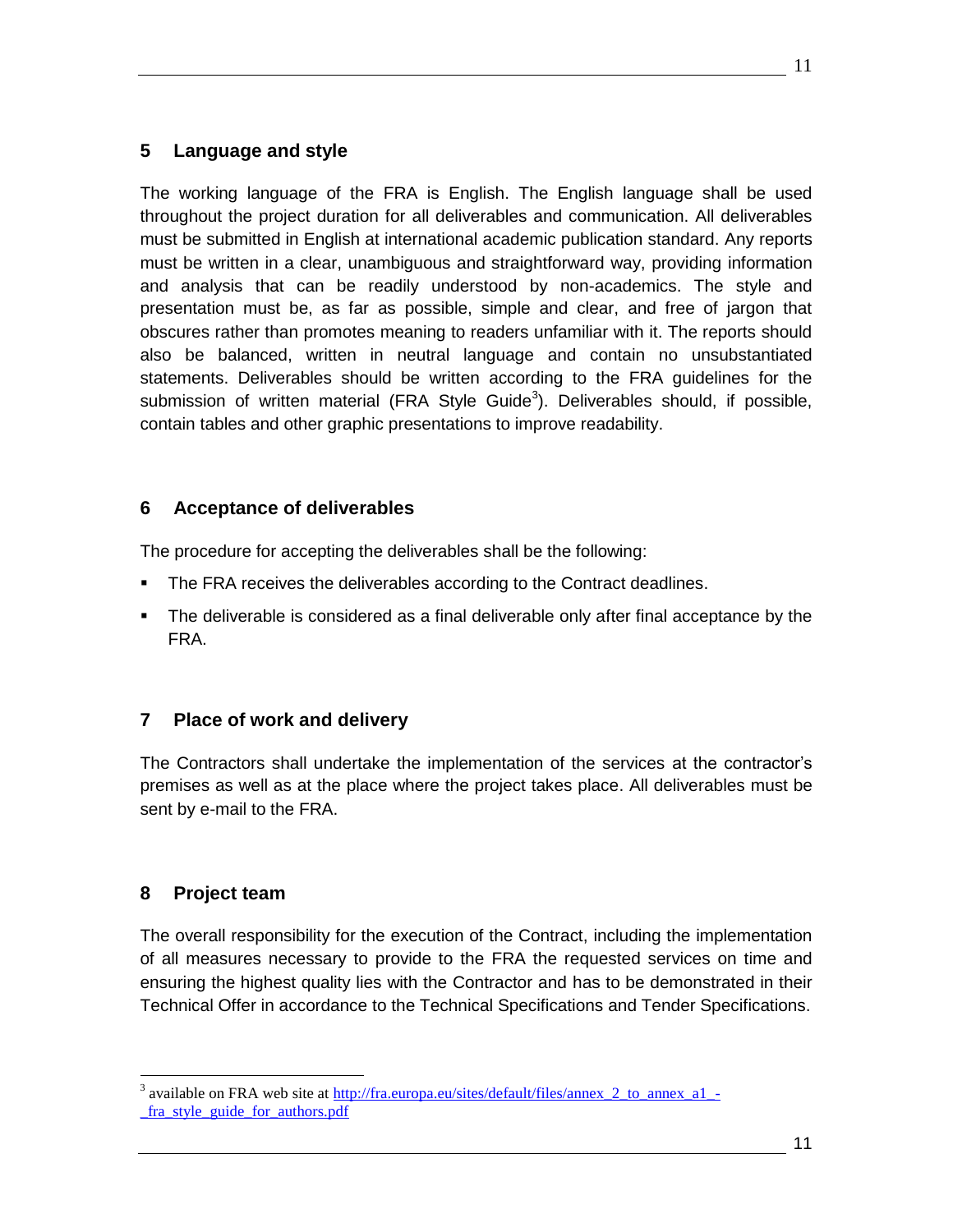## 5 Language and style

The working language of the FRA is English. The English language shall be used throughout the project duration for all deliverables and communication. All deliverables must be submitted in English at international academic publication standard. Any reports must be written in a clear, unambiguous and straightforward way, providing information and analysis that can be readily understood by non-academics. The style and presentation must be, as far as possible, simple and clear, and free of jargon that obscures rather than promotes meaning to readers unfamiliar with it. The reports should also be balanced, written in neutral language and contain no unsubstantiated statements. Deliverables should be written according to the FRA guidelines for the submission of written material (FRA Style Guide[3]). Deliverables should, if possible, contain tables and other graphic presentations to improve readability.

## 6 Acceptance of deliverables

The procedure for accepting the deliverables shall be the following:

- The FRA receives the deliverables according to the Contract deadlines.
- The deliverable is considered as a final deliverable only after final acceptance by the FRA.

## 7 Place of work and delivery

The Contractors shall undertake the implementation of the services at the contractor's premises as well as at the place where the project takes place. All deliverables must be sent by e-mail to the FRA.

## 8 Project team

The overall responsibility for the execution of the Contract, including the implementation of all measures necessary to provide to the FRA the requested services on time and ensuring the highest quality lies with the Contractor and has to be demonstrated in their Technical Offer in accordance to the Technical Specifications and Tender Specifications.

---

[3] available on FRA web site at http://fra.europa.eu/sites/default/files/annex_2_to_annex_a1_-_fra_style_guide_for_authors.pdf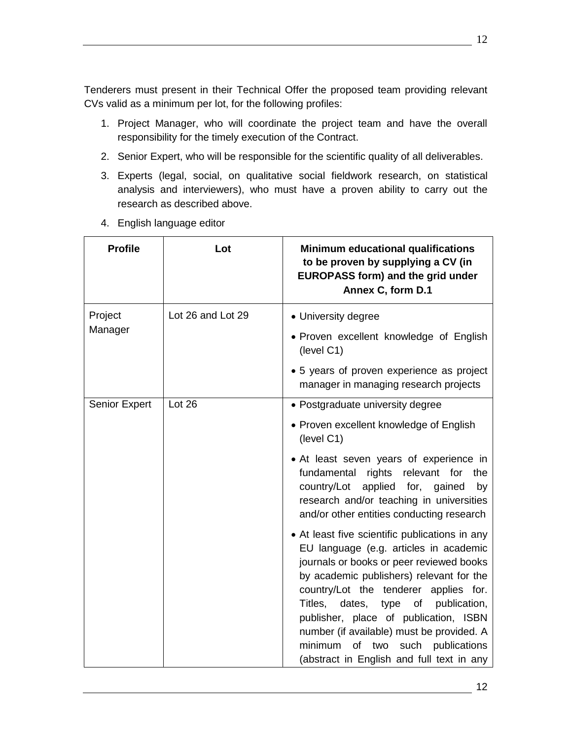Tenderers must present in their Technical Offer the proposed team providing relevant CVs valid as a minimum per lot, for the following profiles:

1. Project Manager, who will coordinate the project team and have the overall responsibility for the timely execution of the Contract.
2. Senior Expert, who will be responsible for the scientific quality of all deliverables.
3. Experts (legal, social, on qualitative social fieldwork research, on statistical analysis and interviewers), who must have a proven ability to carry out the research as described above.
4. English language editor

| Profile | Lot | Minimum educational qualifications to be proven by supplying a CV (in EUROPASS form) and the grid under Annex C, form D.1 |
|---|---|---|
| Project Manager | Lot 26 and Lot 29 | • University degree<br>• Proven excellent knowledge of English (level C1)<br>• 5 years of proven experience as project manager in managing research projects |
| Senior Expert | Lot 26 | • Postgraduate university degree<br>• Proven excellent knowledge of English (level C1)<br>• At least seven years of experience in fundamental rights relevant for the country/Lot applied for, gained by research and/or teaching in universities and/or other entities conducting research<br>• At least five scientific publications in any EU language (e.g. articles in academic journals or books or peer reviewed books by academic publishers) relevant for the country/Lot the tenderer applies for. Titles, dates, type of publication, publisher, place of publication, ISBN number (if available) must be provided. A minimum of two such publications (abstract in English and full text in any |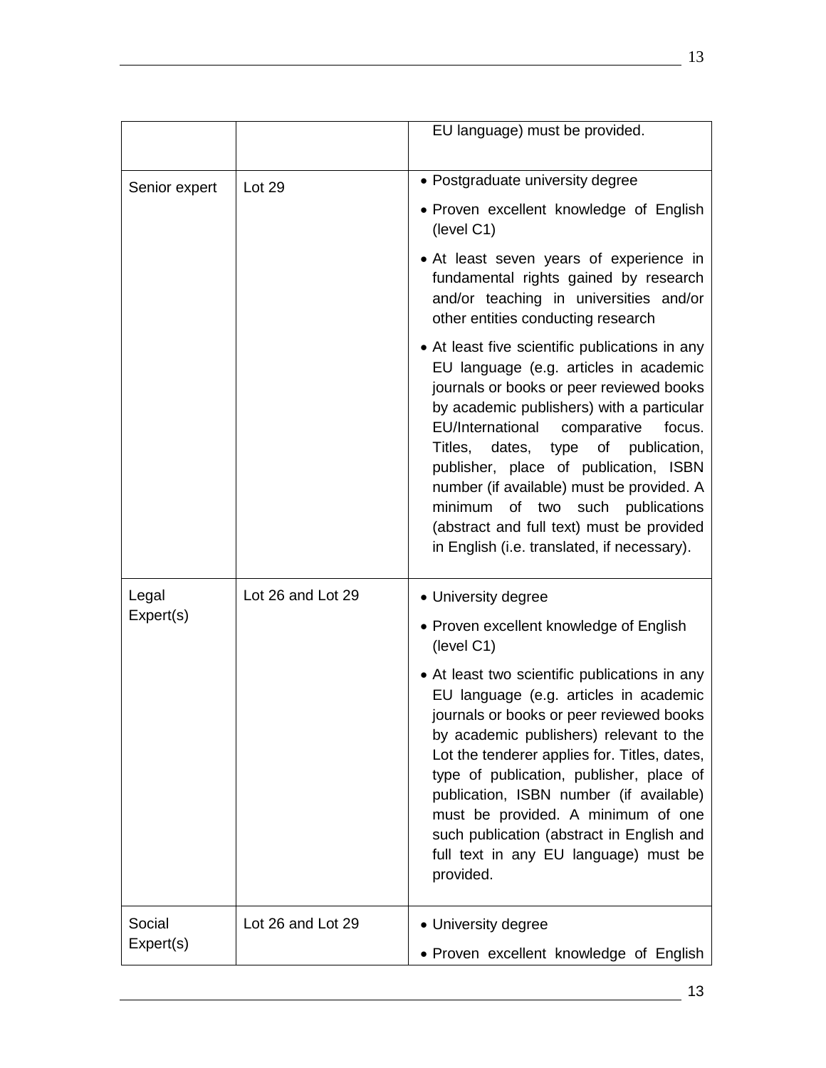| | | |
|---|---|---|
| | | EU language) must be provided. |
| Senior expert | Lot 29 | • Postgraduate university degree<br>• Proven excellent knowledge of English (level C1)<br>• At least seven years of experience in fundamental rights gained by research and/or teaching in universities and/or other entities conducting research<br>• At least five scientific publications in any EU language (e.g. articles in academic journals or books or peer reviewed books by academic publishers) with a particular EU/International comparative focus. Titles, dates, type of publication, publisher, place of publication, ISBN number (if available) must be provided. A minimum of two such publications (abstract and full text) must be provided in English (i.e. translated, if necessary). |
| Legal Expert(s) | Lot 26 and Lot 29 | • University degree<br>• Proven excellent knowledge of English (level C1)<br>• At least two scientific publications in any EU language (e.g. articles in academic journals or books or peer reviewed books by academic publishers) relevant to the Lot the tenderer applies for. Titles, dates, type of publication, publisher, place of publication, ISBN number (if available) must be provided. A minimum of one such publication (abstract in English and full text in any EU language) must be provided. |
| Social Expert(s) | Lot 26 and Lot 29 | • University degree<br>• Proven excellent knowledge of English |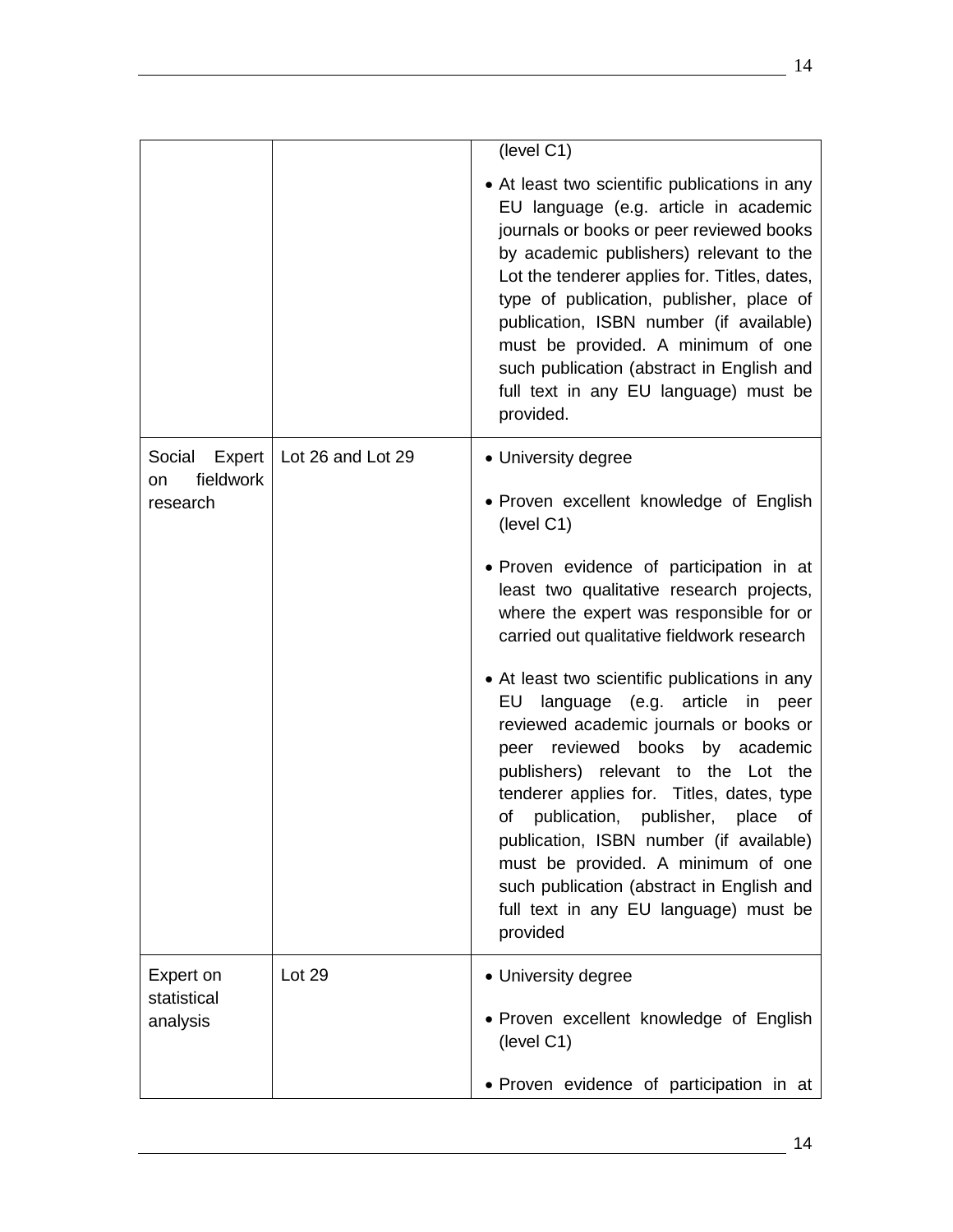| | | |
|---|---|---|
| | | (level C1)<br><br>• At least two scientific publications in any EU language (e.g. article in academic journals or books or peer reviewed books by academic publishers) relevant to the Lot the tenderer applies for. Titles, dates, type of publication, publisher, place of publication, ISBN number (if available) must be provided. A minimum of one such publication (abstract in English and full text in any EU language) must be provided. |
| Social Expert on fieldwork research | Lot 26 and Lot 29 | • University degree<br><br>• Proven excellent knowledge of English (level C1)<br><br>• Proven evidence of participation in at least two qualitative research projects, where the expert was responsible for or carried out qualitative fieldwork research<br><br>• At least two scientific publications in any EU language (e.g. article in peer reviewed academic journals or books or peer reviewed books by academic publishers) relevant to the Lot the tenderer applies for. Titles, dates, type of publication, publisher, place of publication, ISBN number (if available) must be provided. A minimum of one such publication (abstract in English and full text in any EU language) must be provided |
| Expert on statistical analysis | Lot 29 | • University degree<br><br>• Proven excellent knowledge of English (level C1)<br><br>• Proven evidence of participation in at |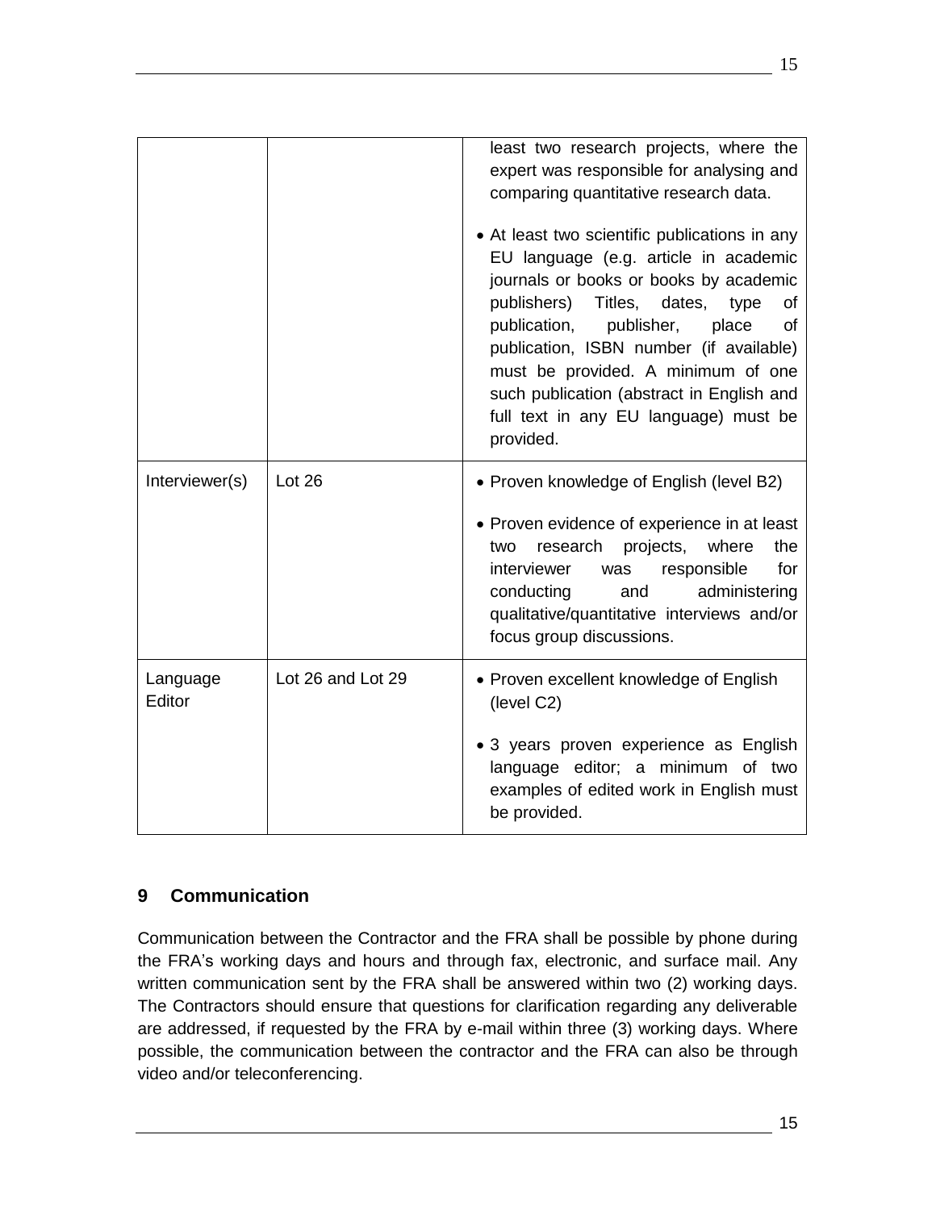| | | least two research projects, where the expert was responsible for analysing and comparing quantitative research data.<br><br>• At least two scientific publications in any EU language (e.g. article in academic journals or books or books by academic publishers) Titles, dates, type of publication, publisher, place of publication, ISBN number (if available) must be provided. A minimum of one such publication (abstract in English and full text in any EU language) must be provided. |
|---|---|---|
| Interviewer(s) | Lot 26 | • Proven knowledge of English (level B2)<br><br>• Proven evidence of experience in at least two research projects, where the interviewer was responsible for conducting and administering qualitative/quantitative interviews and/or focus group discussions. |
| Language Editor | Lot 26 and Lot 29 | • Proven excellent knowledge of English (level C2)<br><br>• 3 years proven experience as English language editor; a minimum of two examples of edited work in English must be provided. |

## 9 Communication

Communication between the Contractor and the FRA shall be possible by phone during the FRA's working days and hours and through fax, electronic, and surface mail. Any written communication sent by the FRA shall be answered within two (2) working days. The Contractors should ensure that questions for clarification regarding any deliverable are addressed, if requested by the FRA by e-mail within three (3) working days. Where possible, the communication between the contractor and the FRA can also be through video and/or teleconferencing.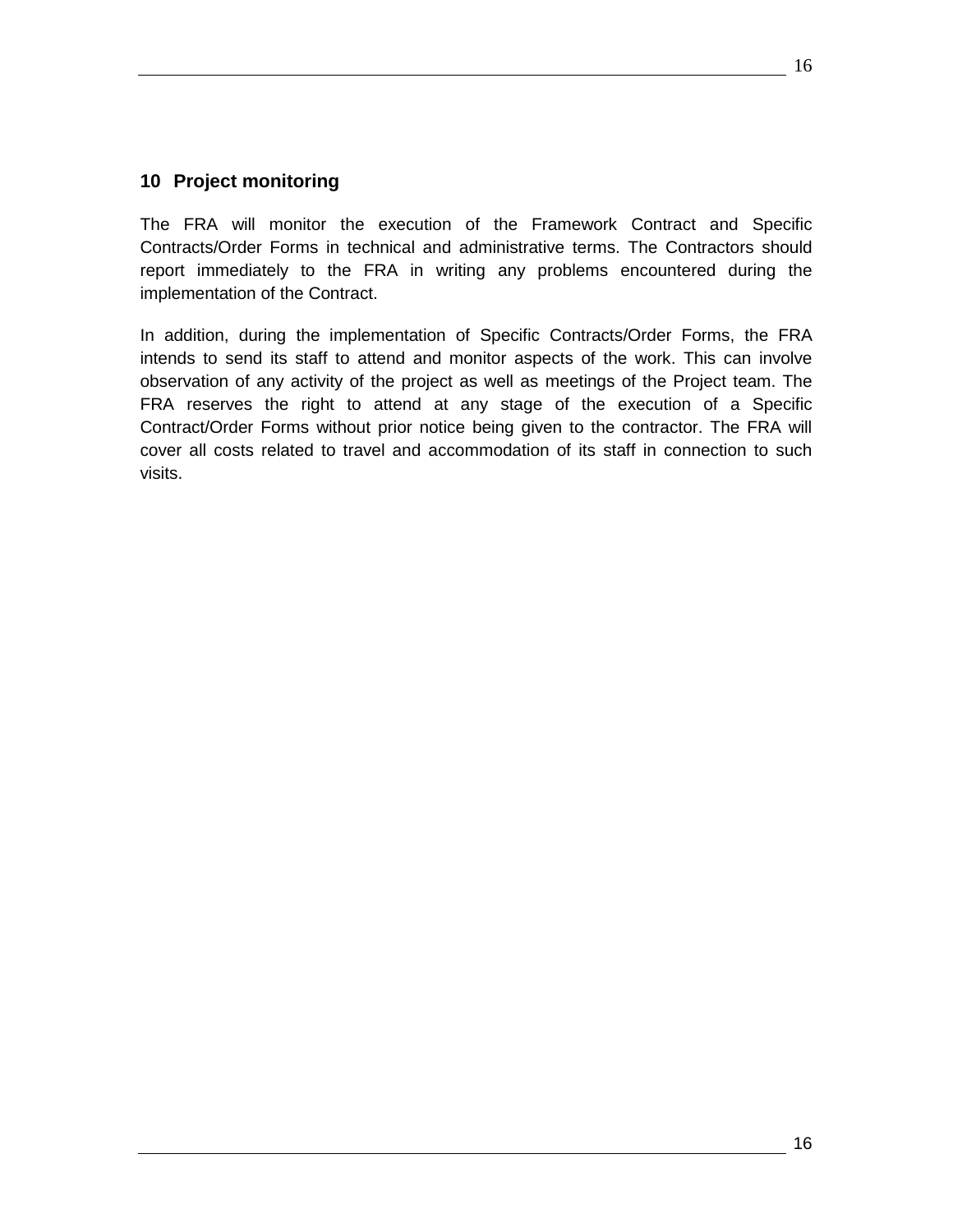## 10 Project monitoring

The FRA will monitor the execution of the Framework Contract and Specific Contracts/Order Forms in technical and administrative terms. The Contractors should report immediately to the FRA in writing any problems encountered during the implementation of the Contract.

In addition, during the implementation of Specific Contracts/Order Forms, the FRA intends to send its staff to attend and monitor aspects of the work. This can involve observation of any activity of the project as well as meetings of the Project team. The FRA reserves the right to attend at any stage of the execution of a Specific Contract/Order Forms without prior notice being given to the contractor. The FRA will cover all costs related to travel and accommodation of its staff in connection to such visits.